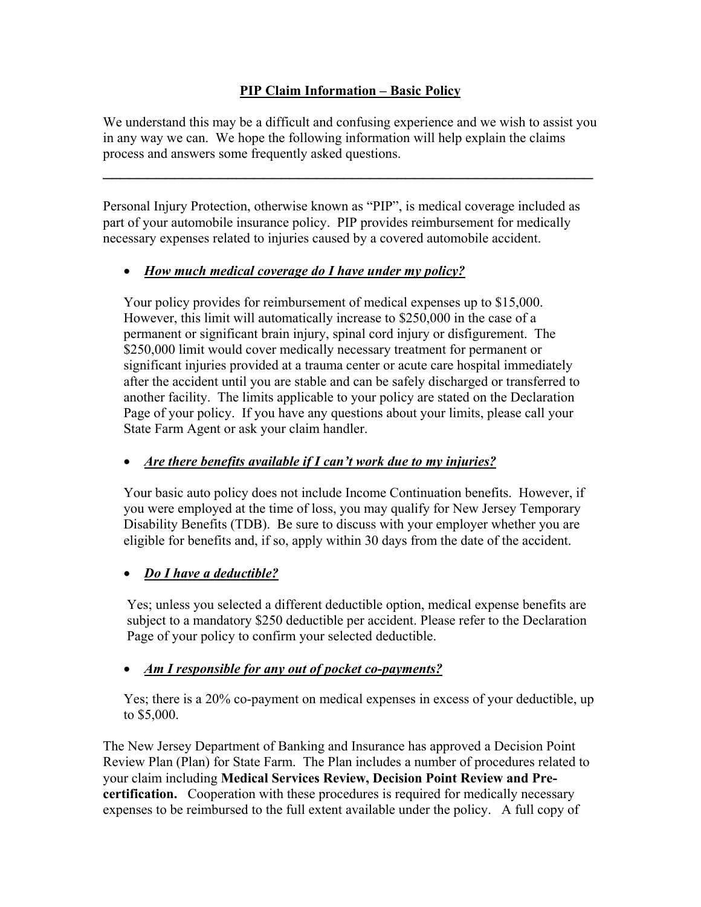# PIP Claim Information – Basic Policy

We understand this may be a difficult and confusing experience and we wish to assist you in any way we can. We hope the following information will help explain the claims process and answers some frequently asked questions.

---

Personal Injury Protection, otherwise known as "PIP", is medical coverage included as part of your automobile insurance policy. PIP provides reimbursement for medically necessary expenses related to injuries caused by a covered automobile accident.

- ***How much medical coverage do I have under my policy?***

  Your policy provides for reimbursement of medical expenses up to $15,000. However, this limit will automatically increase to $250,000 in the case of a permanent or significant brain injury, spinal cord injury or disfigurement. The $250,000 limit would cover medically necessary treatment for permanent or significant injuries provided at a trauma center or acute care hospital immediately after the accident until you are stable and can be safely discharged or transferred to another facility. The limits applicable to your policy are stated on the Declaration Page of your policy. If you have any questions about your limits, please call your State Farm Agent or ask your claim handler.

- ***Are there benefits available if I can't work due to my injuries?***

  Your basic auto policy does not include Income Continuation benefits. However, if you were employed at the time of loss, you may qualify for New Jersey Temporary Disability Benefits (TDB). Be sure to discuss with your employer whether you are eligible for benefits and, if so, apply within 30 days from the date of the accident.

- ***Do I have a deductible?***

  Yes; unless you selected a different deductible option, medical expense benefits are subject to a mandatory $250 deductible per accident. Please refer to the Declaration Page of your policy to confirm your selected deductible.

- ***Am I responsible for any out of pocket co-payments?***

  Yes; there is a 20% co-payment on medical expenses in excess of your deductible, up to $5,000.

The New Jersey Department of Banking and Insurance has approved a Decision Point Review Plan (Plan) for State Farm. The Plan includes a number of procedures related to your claim including **Medical Services Review, Decision Point Review and Pre-certification.** Cooperation with these procedures is required for medically necessary expenses to be reimbursed to the full extent available under the policy. A full copy of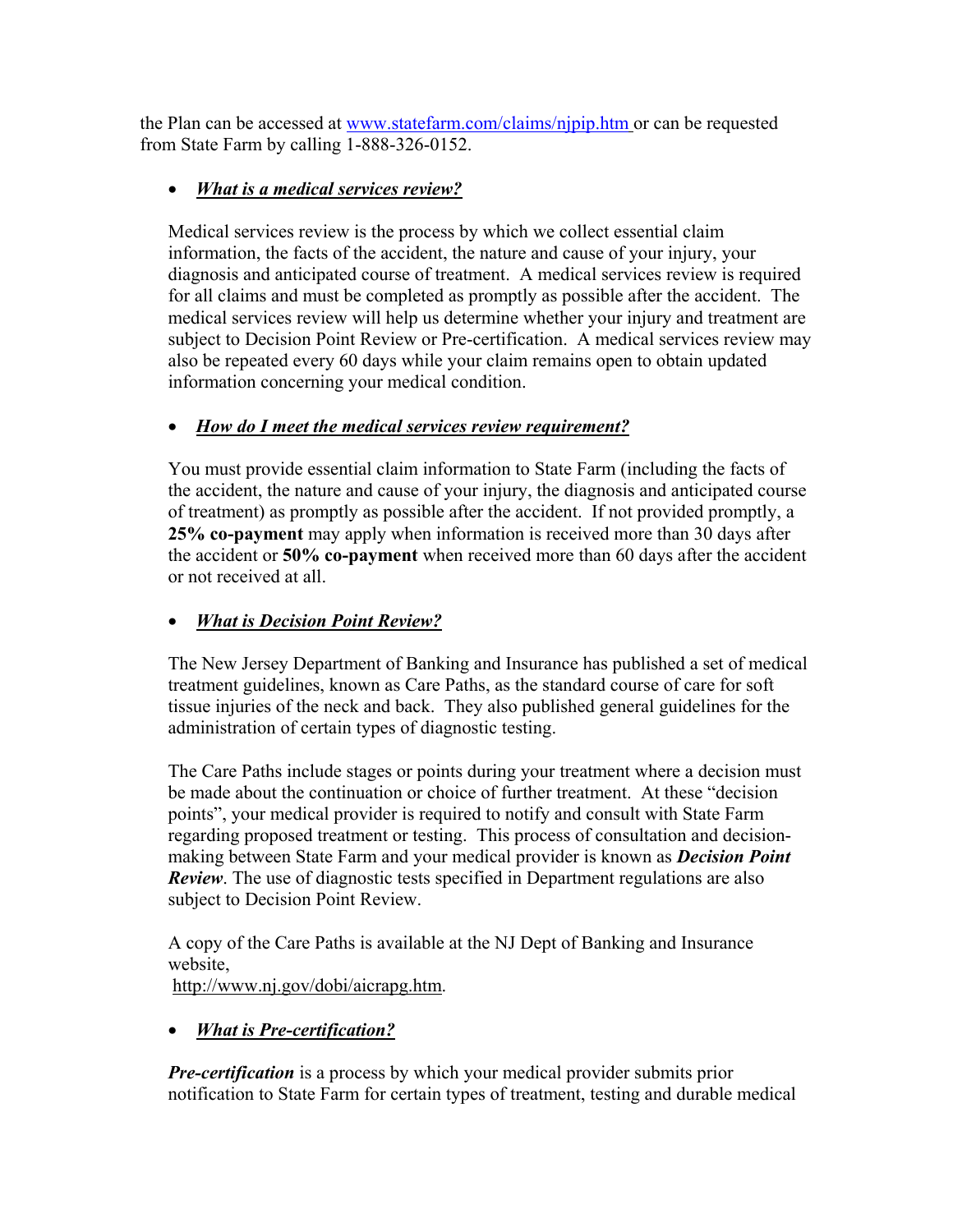the Plan can be accessed at [www.statefarm.com/claims/njpip.htm](www.statefarm.com/claims/njpip.htm) or can be requested from State Farm by calling 1-888-326-0152.

- ***What is a medical services review?***

  Medical services review is the process by which we collect essential claim information, the facts of the accident, the nature and cause of your injury, your diagnosis and anticipated course of treatment. A medical services review is required for all claims and must be completed as promptly as possible after the accident. The medical services review will help us determine whether your injury and treatment are subject to Decision Point Review or Pre-certification. A medical services review may also be repeated every 60 days while your claim remains open to obtain updated information concerning your medical condition.

- ***How do I meet the medical services review requirement?***

  You must provide essential claim information to State Farm (including the facts of the accident, the nature and cause of your injury, the diagnosis and anticipated course of treatment) as promptly as possible after the accident. If not provided promptly, a **25% co-payment** may apply when information is received more than 30 days after the accident or **50% co-payment** when received more than 60 days after the accident or not received at all.

- ***What is Decision Point Review?***

  The New Jersey Department of Banking and Insurance has published a set of medical treatment guidelines, known as Care Paths, as the standard course of care for soft tissue injuries of the neck and back. They also published general guidelines for the administration of certain types of diagnostic testing.

  The Care Paths include stages or points during your treatment where a decision must be made about the continuation or choice of further treatment. At these "decision points", your medical provider is required to notify and consult with State Farm regarding proposed treatment or testing. This process of consultation and decision-making between State Farm and your medical provider is known as ***Decision Point Review***. The use of diagnostic tests specified in Department regulations are also subject to Decision Point Review.

  A copy of the Care Paths is available at the NJ Dept of Banking and Insurance website,
  http://www.nj.gov/dobi/aicrapg.htm.

- ***What is Pre-certification?***

  ***Pre-certification*** is a process by which your medical provider submits prior notification to State Farm for certain types of treatment, testing and durable medical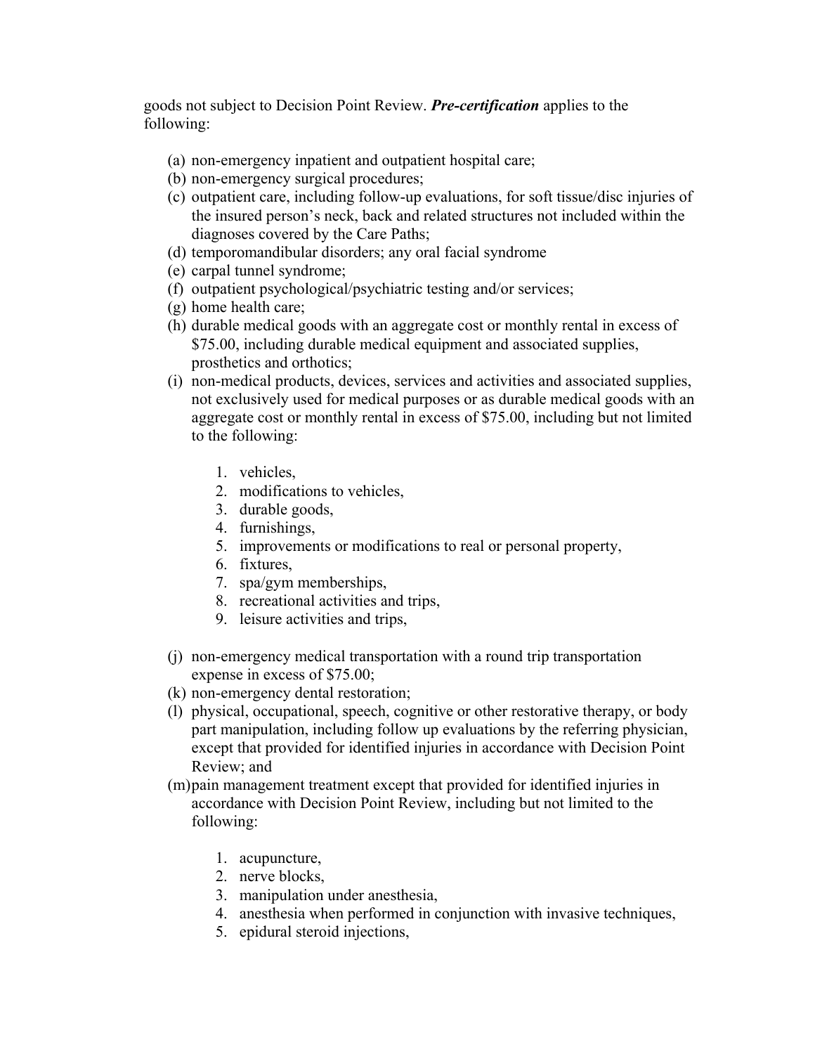goods not subject to Decision Point Review. ***Pre-certification*** applies to the following:

(a) non-emergency inpatient and outpatient hospital care;
(b) non-emergency surgical procedures;
(c) outpatient care, including follow-up evaluations, for soft tissue/disc injuries of the insured person's neck, back and related structures not included within the diagnoses covered by the Care Paths;
(d) temporomandibular disorders; any oral facial syndrome
(e) carpal tunnel syndrome;
(f) outpatient psychological/psychiatric testing and/or services;
(g) home health care;
(h) durable medical goods with an aggregate cost or monthly rental in excess of $75.00, including durable medical equipment and associated supplies, prosthetics and orthotics;
(i) non-medical products, devices, services and activities and associated supplies, not exclusively used for medical purposes or as durable medical goods with an aggregate cost or monthly rental in excess of $75.00, including but not limited to the following:

    1. vehicles,
    2. modifications to vehicles,
    3. durable goods,
    4. furnishings,
    5. improvements or modifications to real or personal property,
    6. fixtures,
    7. spa/gym memberships,
    8. recreational activities and trips,
    9. leisure activities and trips,

(j) non-emergency medical transportation with a round trip transportation expense in excess of $75.00;
(k) non-emergency dental restoration;
(l) physical, occupational, speech, cognitive or other restorative therapy, or body part manipulation, including follow up evaluations by the referring physician, except that provided for identified injuries in accordance with Decision Point Review; and
(m) pain management treatment except that provided for identified injuries in accordance with Decision Point Review, including but not limited to the following:

    1. acupuncture,
    2. nerve blocks,
    3. manipulation under anesthesia,
    4. anesthesia when performed in conjunction with invasive techniques,
    5. epidural steroid injections,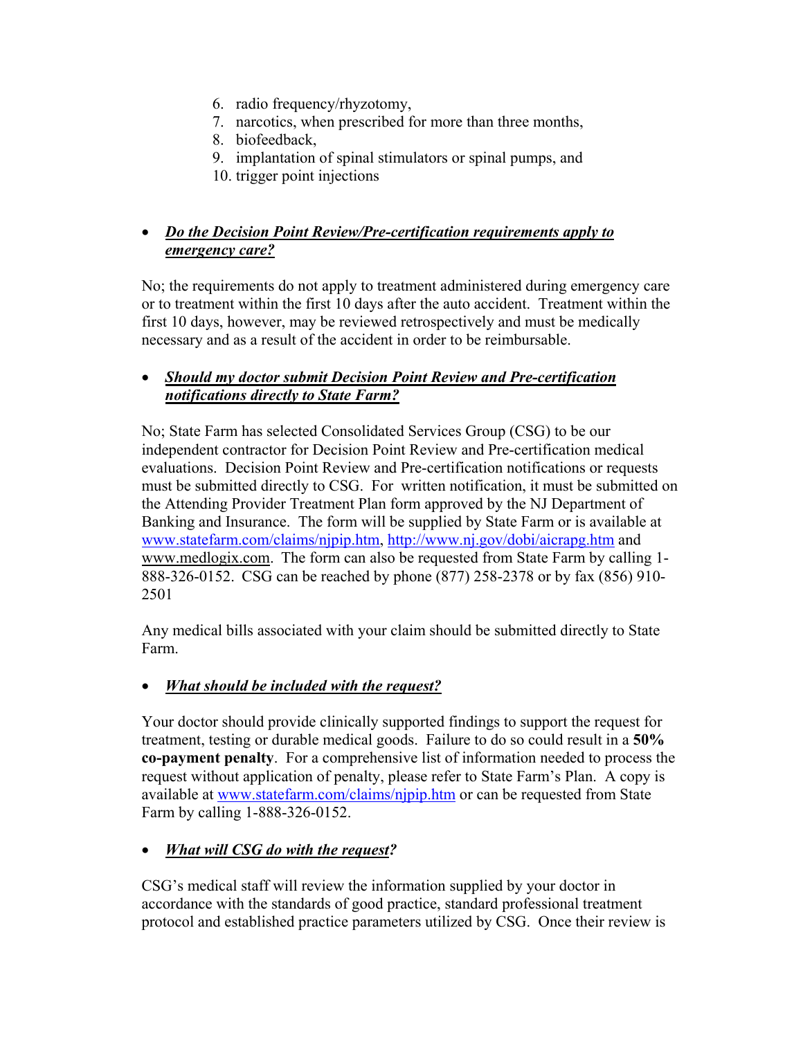6. radio frequency/rhyzotomy,
7. narcotics, when prescribed for more than three months,
8. biofeedback,
9. implantation of spinal stimulators or spinal pumps, and
10. trigger point injections

- ***Do the Decision Point Review/Pre-certification requirements apply to emergency care?***

No; the requirements do not apply to treatment administered during emergency care or to treatment within the first 10 days after the auto accident. Treatment within the first 10 days, however, may be reviewed retrospectively and must be medically necessary and as a result of the accident in order to be reimbursable.

- ***Should my doctor submit Decision Point Review and Pre-certification notifications directly to State Farm?***

No; State Farm has selected Consolidated Services Group (CSG) to be our independent contractor for Decision Point Review and Pre-certification medical evaluations. Decision Point Review and Pre-certification notifications or requests must be submitted directly to CSG. For written notification, it must be submitted on the Attending Provider Treatment Plan form approved by the NJ Department of Banking and Insurance. The form will be supplied by State Farm or is available at www.statefarm.com/claims/njpip.htm, http://www.nj.gov/dobi/aicrapg.htm and www.medlogix.com. The form can also be requested from State Farm by calling 1-888-326-0152. CSG can be reached by phone (877) 258-2378 or by fax (856) 910-2501

Any medical bills associated with your claim should be submitted directly to State Farm.

- ***What should be included with the request?***

Your doctor should provide clinically supported findings to support the request for treatment, testing or durable medical goods. Failure to do so could result in a **50% co-payment penalty**. For a comprehensive list of information needed to process the request without application of penalty, please refer to State Farm's Plan. A copy is available at www.statefarm.com/claims/njpip.htm or can be requested from State Farm by calling 1-888-326-0152.

- ***What will CSG do with the request?***

CSG's medical staff will review the information supplied by your doctor in accordance with the standards of good practice, standard professional treatment protocol and established practice parameters utilized by CSG. Once their review is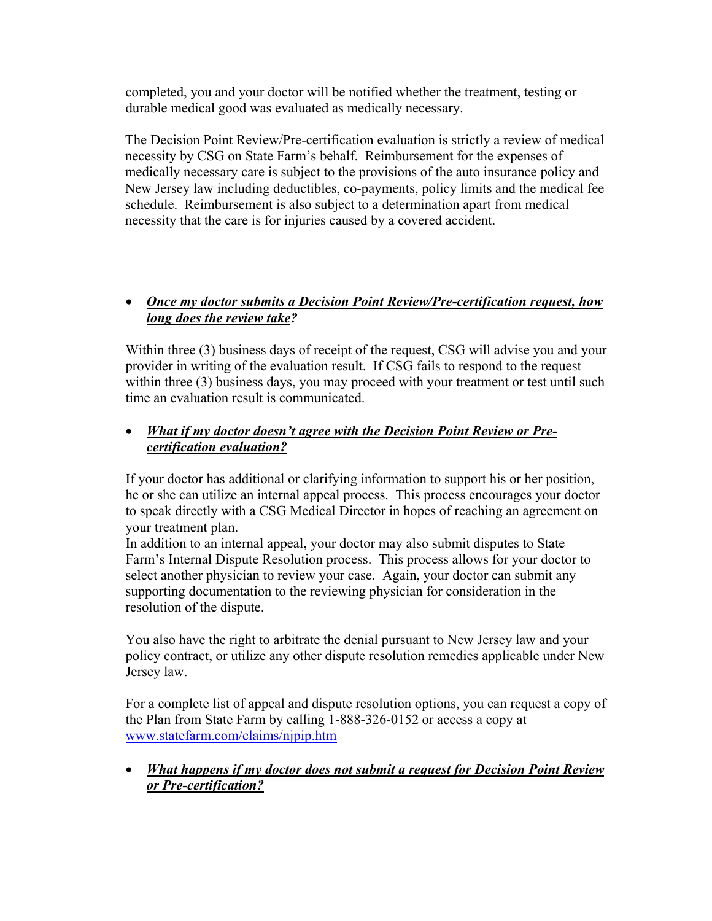completed, you and your doctor will be notified whether the treatment, testing or durable medical good was evaluated as medically necessary.

The Decision Point Review/Pre-certification evaluation is strictly a review of medical necessity by CSG on State Farm's behalf. Reimbursement for the expenses of medically necessary care is subject to the provisions of the auto insurance policy and New Jersey law including deductibles, co-payments, policy limits and the medical fee schedule. Reimbursement is also subject to a determination apart from medical necessity that the care is for injuries caused by a covered accident.

- ***Once my doctor submits a Decision Point Review/Pre-certification request, how long does the review take?***

Within three (3) business days of receipt of the request, CSG will advise you and your provider in writing of the evaluation result. If CSG fails to respond to the request within three (3) business days, you may proceed with your treatment or test until such time an evaluation result is communicated.

- ***What if my doctor doesn't agree with the Decision Point Review or Pre-certification evaluation?***

If your doctor has additional or clarifying information to support his or her position, he or she can utilize an internal appeal process. This process encourages your doctor to speak directly with a CSG Medical Director in hopes of reaching an agreement on your treatment plan.
In addition to an internal appeal, your doctor may also submit disputes to State Farm's Internal Dispute Resolution process. This process allows for your doctor to select another physician to review your case. Again, your doctor can submit any supporting documentation to the reviewing physician for consideration in the resolution of the dispute.

You also have the right to arbitrate the denial pursuant to New Jersey law and your policy contract, or utilize any other dispute resolution remedies applicable under New Jersey law.

For a complete list of appeal and dispute resolution options, you can request a copy of the Plan from State Farm by calling 1-888-326-0152 or access a copy at www.statefarm.com/claims/njpip.htm

- ***What happens if my doctor does not submit a request for Decision Point Review or Pre-certification?***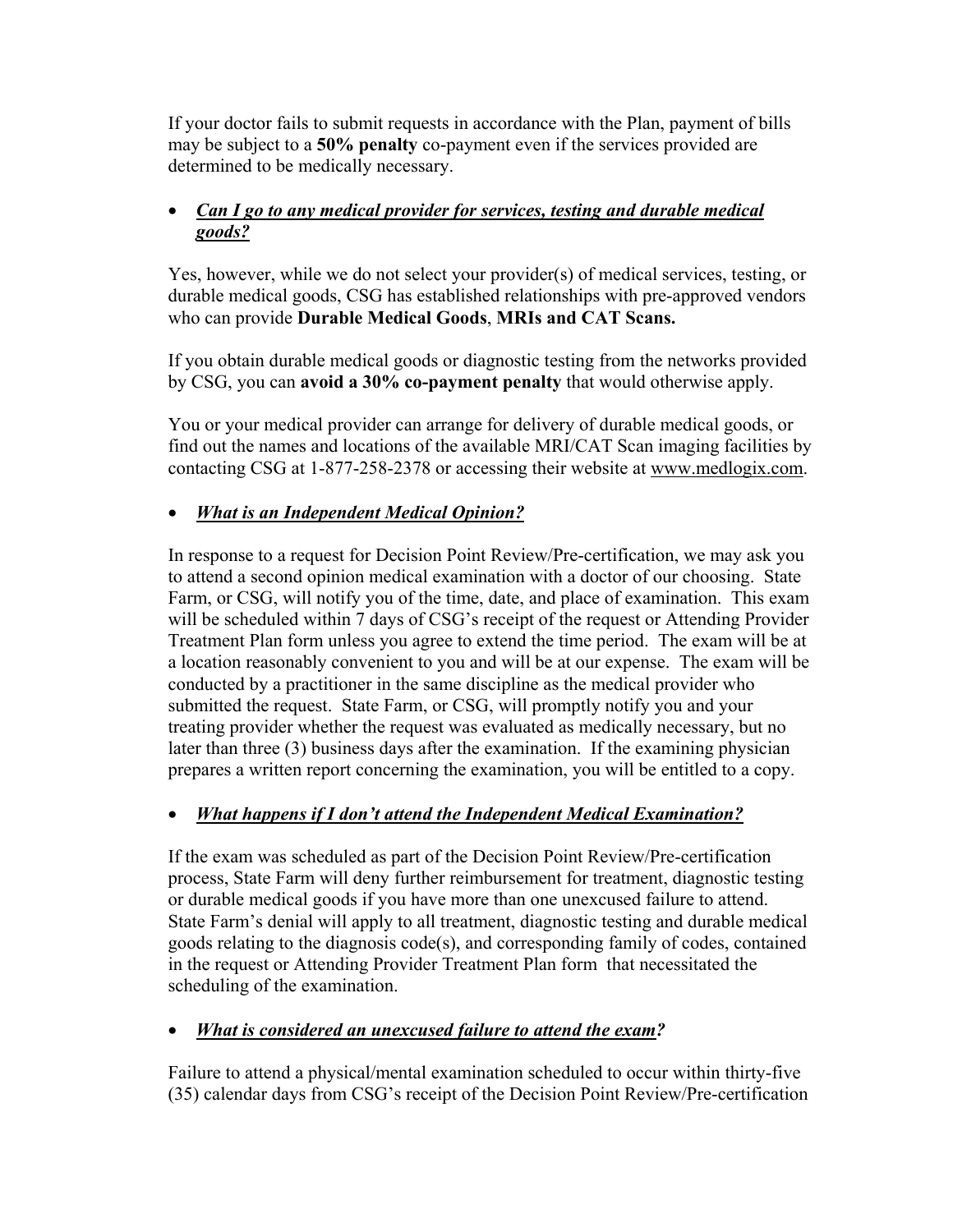If your doctor fails to submit requests in accordance with the Plan, payment of bills may be subject to a **50% penalty** co-payment even if the services provided are determined to be medically necessary.

- ***<u>Can I go to any medical provider for services, testing and durable medical goods?</u>***

Yes, however, while we do not select your provider(s) of medical services, testing, or durable medical goods, CSG has established relationships with pre-approved vendors who can provide **Durable Medical Goods**, **MRIs and CAT Scans.**

If you obtain durable medical goods or diagnostic testing from the networks provided by CSG, you can **avoid a 30% co-payment penalty** that would otherwise apply.

You or your medical provider can arrange for delivery of durable medical goods, or find out the names and locations of the available MRI/CAT Scan imaging facilities by contacting CSG at 1-877-258-2378 or accessing their website at www.medlogix.com.

- ***<u>What is an Independent Medical Opinion?</u>***

In response to a request for Decision Point Review/Pre-certification, we may ask you to attend a second opinion medical examination with a doctor of our choosing. State Farm, or CSG, will notify you of the time, date, and place of examination. This exam will be scheduled within 7 days of CSG's receipt of the request or Attending Provider Treatment Plan form unless you agree to extend the time period. The exam will be at a location reasonably convenient to you and will be at our expense. The exam will be conducted by a practitioner in the same discipline as the medical provider who submitted the request. State Farm, or CSG, will promptly notify you and your treating provider whether the request was evaluated as medically necessary, but no later than three (3) business days after the examination. If the examining physician prepares a written report concerning the examination, you will be entitled to a copy.

- ***<u>What happens if I don't attend the Independent Medical Examination?</u>***

If the exam was scheduled as part of the Decision Point Review/Pre-certification process, State Farm will deny further reimbursement for treatment, diagnostic testing or durable medical goods if you have more than one unexcused failure to attend. State Farm's denial will apply to all treatment, diagnostic testing and durable medical goods relating to the diagnosis code(s), and corresponding family of codes, contained in the request or Attending Provider Treatment Plan form that necessitated the scheduling of the examination.

- ***<u>What is considered an unexcused failure to attend the exam</u>?***

Failure to attend a physical/mental examination scheduled to occur within thirty-five (35) calendar days from CSG's receipt of the Decision Point Review/Pre-certification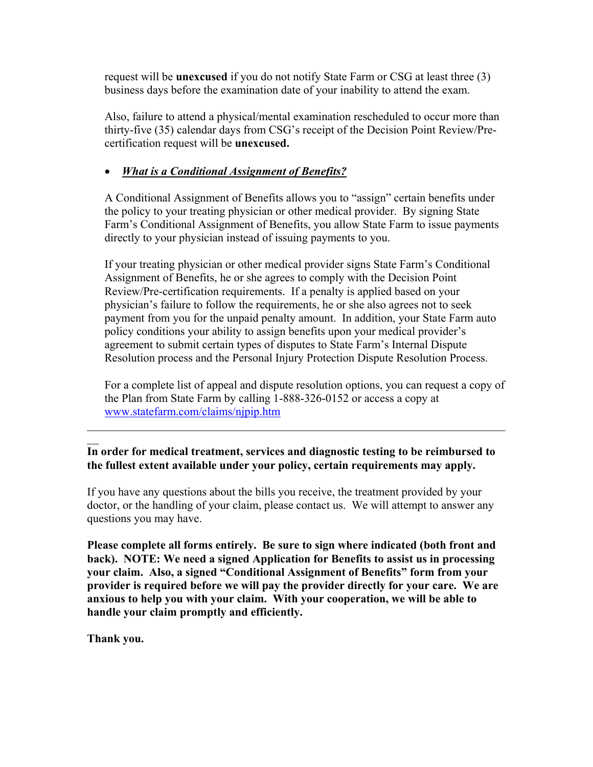request will be **unexcused** if you do not notify State Farm or CSG at least three (3) business days before the examination date of your inability to attend the exam.

Also, failure to attend a physical/mental examination rescheduled to occur more than thirty-five (35) calendar days from CSG's receipt of the Decision Point Review/Pre-certification request will be **unexcused.**

- ***What is a Conditional Assignment of Benefits?***

A Conditional Assignment of Benefits allows you to "assign" certain benefits under the policy to your treating physician or other medical provider. By signing State Farm's Conditional Assignment of Benefits, you allow State Farm to issue payments directly to your physician instead of issuing payments to you.

If your treating physician or other medical provider signs State Farm's Conditional Assignment of Benefits, he or she agrees to comply with the Decision Point Review/Pre-certification requirements. If a penalty is applied based on your physician's failure to follow the requirements, he or she also agrees not to seek payment from you for the unpaid penalty amount. In addition, your State Farm auto policy conditions your ability to assign benefits upon your medical provider's agreement to submit certain types of disputes to State Farm's Internal Dispute Resolution process and the Personal Injury Protection Dispute Resolution Process.

For a complete list of appeal and dispute resolution options, you can request a copy of the Plan from State Farm by calling 1-888-326-0152 or access a copy at www.statefarm.com/claims/njpip.htm

---

**In order for medical treatment, services and diagnostic testing to be reimbursed to the fullest extent available under your policy, certain requirements may apply.**

If you have any questions about the bills you receive, the treatment provided by your doctor, or the handling of your claim, please contact us. We will attempt to answer any questions you may have.

**Please complete all forms entirely. Be sure to sign where indicated (both front and back). NOTE: We need a signed Application for Benefits to assist us in processing your claim. Also, a signed "Conditional Assignment of Benefits" form from your provider is required before we will pay the provider directly for your care. We are anxious to help you with your claim. With your cooperation, we will be able to handle your claim promptly and efficiently.**

**Thank you.**